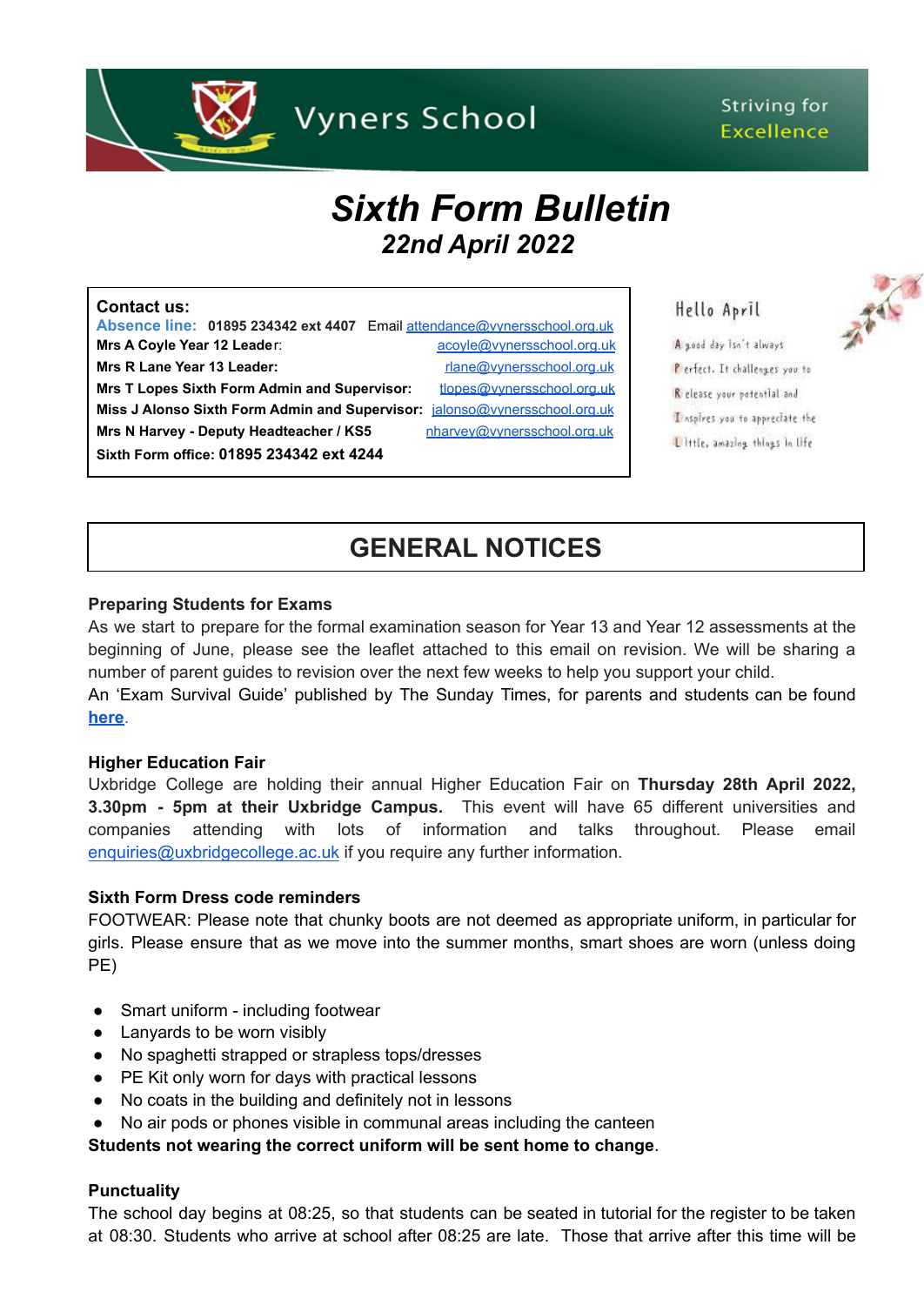Vyners School

Striving for Excellence

# *Sixth Form Bulletin*

## *22nd April 2022*

**Contact us:**
**Absence line: 01895 234342 ext 4407** Email attendance@vynersschool.org.uk
**Mrs A Coyle Year 12 Leader:** acoyle@vynersschool.org.uk
**Mrs R Lane Year 13 Leader:** rlane@vynersschool.org.uk
**Mrs T Lopes Sixth Form Admin and Supervisor:** tlopes@vynersschool.org.uk
**Miss J Alonso Sixth Form Admin and Supervisor:** jalonso@vynersschool.org.uk
**Mrs N Harvey - Deputy Headteacher / KS5** nharvey@vynersschool.org.uk
**Sixth Form office: 01895 234342 ext 4244**

Hello April

**A** good day isn't always
**P**erfect. It challenges you to
**R**elease your potential and
**I**nspires you to appreciate the
**L**ittle, amazing things in life

## GENERAL NOTICES

**Preparing Students for Exams**

As we start to prepare for the formal examination season for Year 13 and Year 12 assessments at the beginning of June, please see the leaflet attached to this email on revision. We will be sharing a number of parent guides to revision over the next few weeks to help you support your child.

An 'Exam Survival Guide' published by The Sunday Times, for parents and students can be found **here**.

**Higher Education Fair**

Uxbridge College are holding their annual Higher Education Fair on **Thursday 28th April 2022, 3.30pm - 5pm at their Uxbridge Campus.** This event will have 65 different universities and companies attending with lots of information and talks throughout. Please email enquiries@uxbridgecollege.ac.uk if you require any further information.

**Sixth Form Dress code reminders**

FOOTWEAR: Please note that chunky boots are not deemed as appropriate uniform, in particular for girls. Please ensure that as we move into the summer months, smart shoes are worn (unless doing PE)

- Smart uniform - including footwear
- Lanyards to be worn visibly
- No spaghetti strapped or strapless tops/dresses
- PE Kit only worn for days with practical lessons
- No coats in the building and definitely not in lessons
- No air pods or phones visible in communal areas including the canteen

**Students not wearing the correct uniform will be sent home to change**.

**Punctuality**

The school day begins at 08:25, so that students can be seated in tutorial for the register to be taken at 08:30. Students who arrive at school after 08:25 are late. Those that arrive after this time will be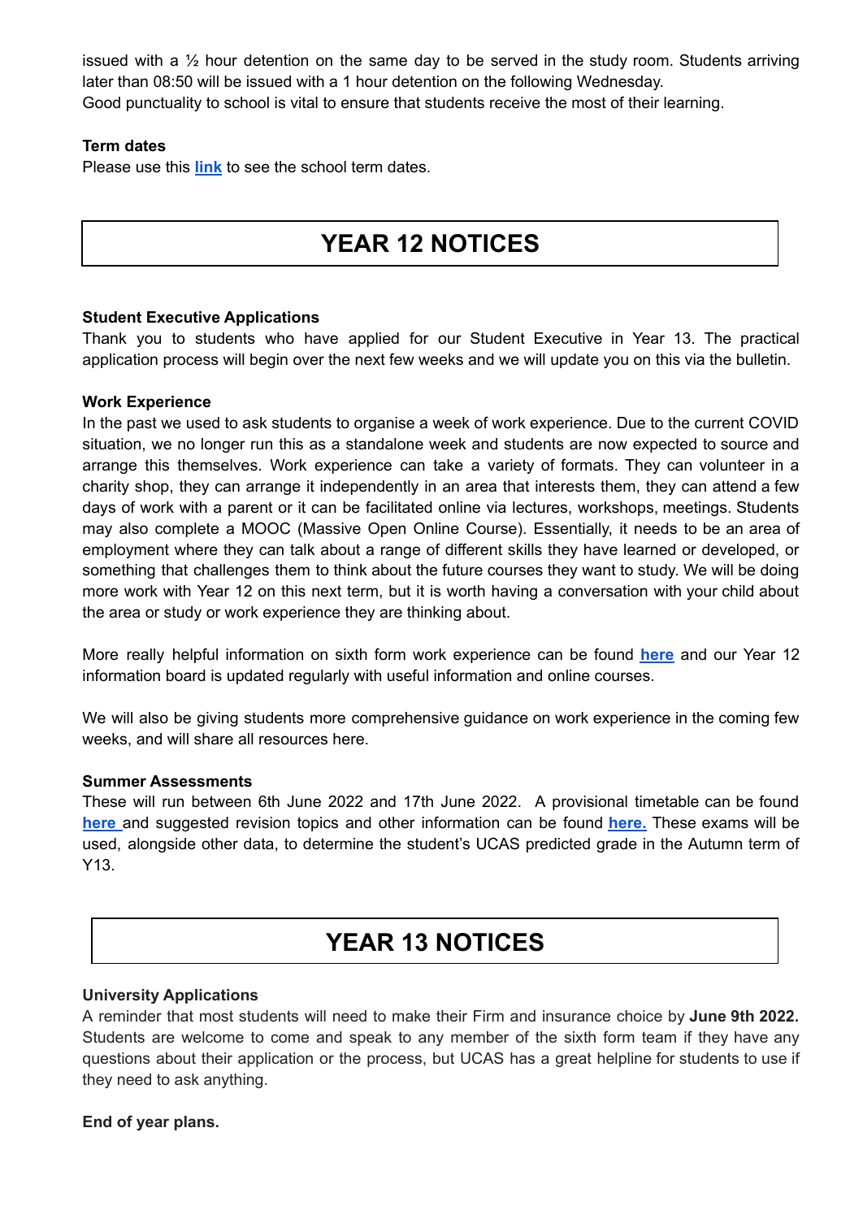issued with a ½ hour detention on the same day to be served in the study room. Students arriving later than 08:50 will be issued with a 1 hour detention on the following Wednesday.
Good punctuality to school is vital to ensure that students receive the most of their learning.

**Term dates**
Please use this **link** to see the school term dates.

# YEAR 12 NOTICES

**Student Executive Applications**
Thank you to students who have applied for our Student Executive in Year 13. The practical application process will begin over the next few weeks and we will update you on this via the bulletin.

**Work Experience**
In the past we used to ask students to organise a week of work experience. Due to the current COVID situation, we no longer run this as a standalone week and students are now expected to source and arrange this themselves. Work experience can take a variety of formats. They can volunteer in a charity shop, they can arrange it independently in an area that interests them, they can attend a few days of work with a parent or it can be facilitated online via lectures, workshops, meetings. Students may also complete a MOOC (Massive Open Online Course). Essentially, it needs to be an area of employment where they can talk about a range of different skills they have learned or developed, or something that challenges them to think about the future courses they want to study. We will be doing more work with Year 12 on this next term, but it is worth having a conversation with your child about the area or study or work experience they are thinking about.

More really helpful information on sixth form work experience can be found **here** and our Year 12 information board is updated regularly with useful information and online courses.

We will also be giving students more comprehensive guidance on work experience in the coming few weeks, and will share all resources here.

**Summer Assessments**
These will run between 6th June 2022 and 17th June 2022. A provisional timetable can be found **here** and suggested revision topics and other information can be found **here.** These exams will be used, alongside other data, to determine the student's UCAS predicted grade in the Autumn term of Y13.

# YEAR 13 NOTICES

**University Applications**
A reminder that most students will need to make their Firm and insurance choice by **June 9th 2022.** Students are welcome to come and speak to any member of the sixth form team if they have any questions about their application or the process, but UCAS has a great helpline for students to use if they need to ask anything.

**End of year plans.**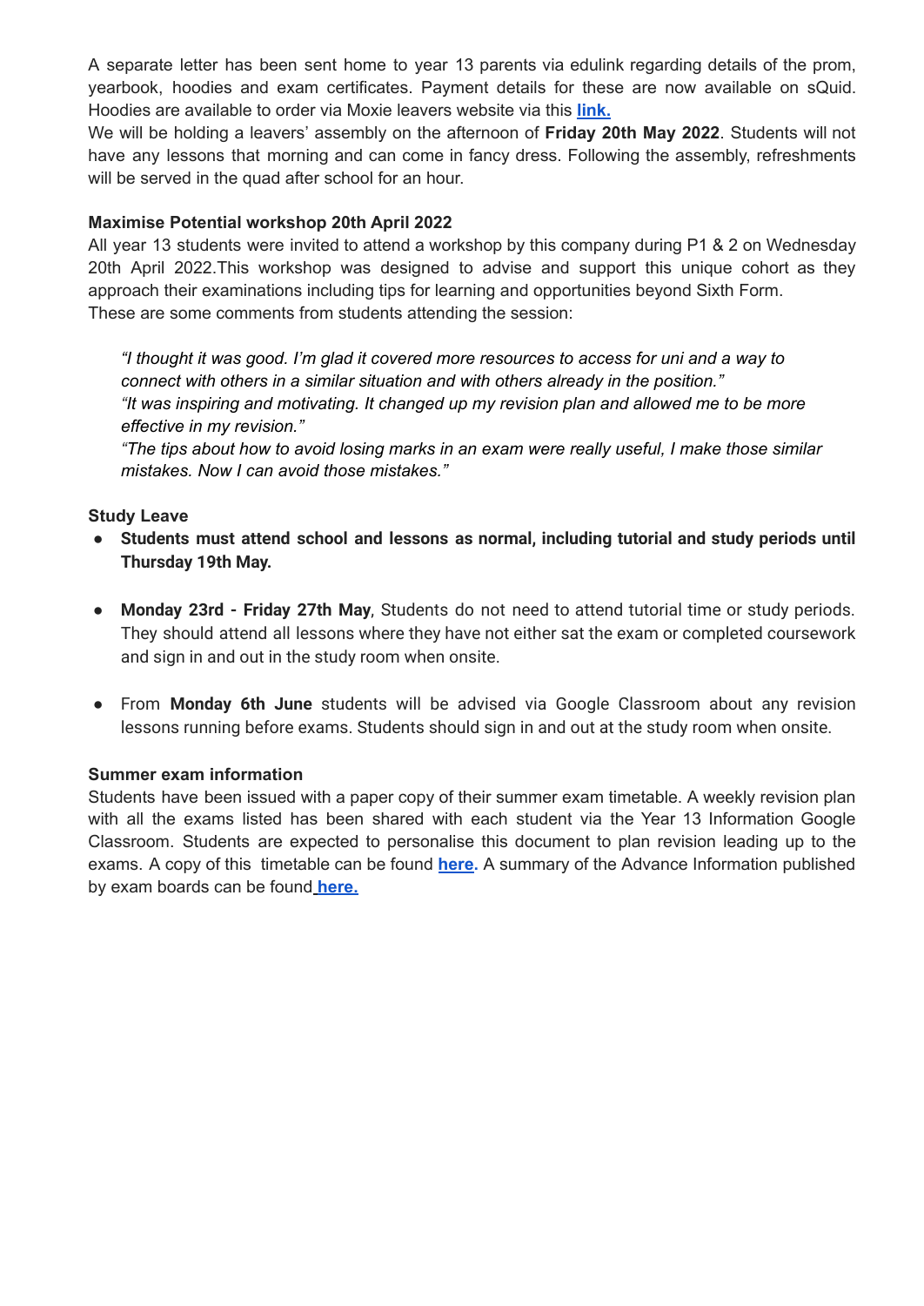A separate letter has been sent home to year 13 parents via edulink regarding details of the prom, yearbook, hoodies and exam certificates. Payment details for these are now available on sQuid. Hoodies are available to order via Moxie leavers website via this **link.**

We will be holding a leavers' assembly on the afternoon of **Friday 20th May 2022**. Students will not have any lessons that morning and can come in fancy dress. Following the assembly, refreshments will be served in the quad after school for an hour.

**Maximise Potential workshop 20th April 2022**

All year 13 students were invited to attend a workshop by this company during P1 & 2 on Wednesday 20th April 2022.This workshop was designed to advise and support this unique cohort as they approach their examinations including tips for learning and opportunities beyond Sixth Form.

These are some comments from students attending the session:

> *"I thought it was good. I'm glad it covered more resources to access for uni and a way to connect with others in a similar situation and with others already in the position."*
> *"It was inspiring and motivating. It changed up my revision plan and allowed me to be more effective in my revision."*
> *"The tips about how to avoid losing marks in an exam were really useful, I make those similar mistakes. Now I can avoid those mistakes."*

**Study Leave**

- **Students must attend school and lessons as normal, including tutorial and study periods until Thursday 19th May.**
- **Monday 23rd - Friday 27th May**, Students do not need to attend tutorial time or study periods. They should attend all lessons where they have not either sat the exam or completed coursework and sign in and out in the study room when onsite.
- From **Monday 6th June** students will be advised via Google Classroom about any revision lessons running before exams. Students should sign in and out at the study room when onsite.

**Summer exam information**

Students have been issued with a paper copy of their summer exam timetable. A weekly revision plan with all the exams listed has been shared with each student via the Year 13 Information Google Classroom. Students are expected to personalise this document to plan revision leading up to the exams. A copy of this timetable can be found **here.** A summary of the Advance Information published by exam boards can be found **here.**